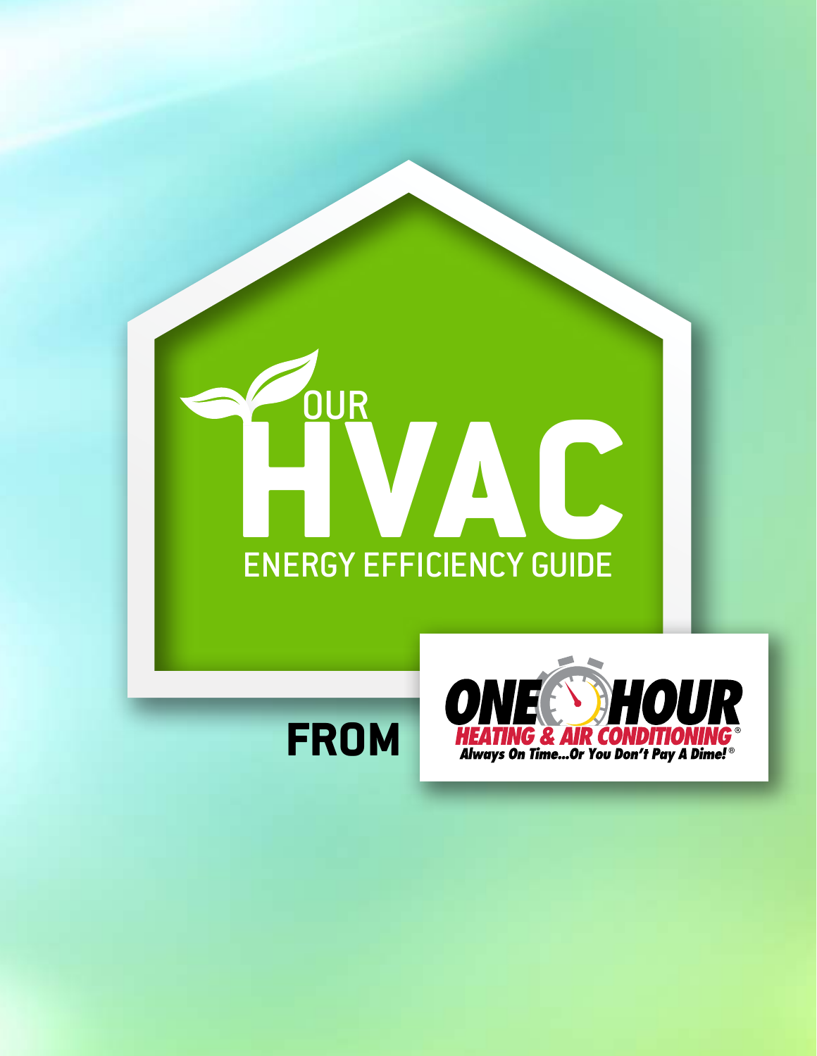# YOUR HVAC ENERGY EFFICIENCY GUIDE

**FROM**

ONE HOUR HEATING & AIR CONDITIONING®

*Always On Time...Or You Don't Pay A Dime!®*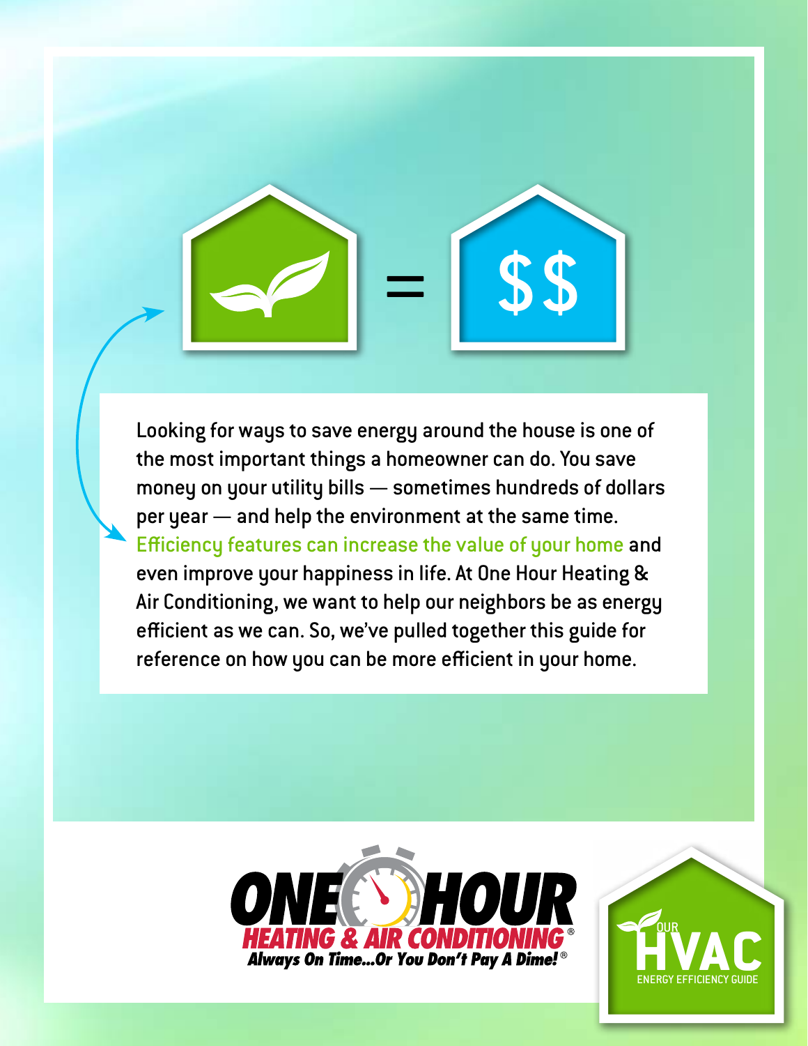$$ 

Looking for ways to save energy around the house is one of the most important things a homeowner can do. You save money on your utility bills — sometimes hundreds of dollars per year — and help the environment at the same time. Efficiency features can increase the value of your home and even improve your happiness in life. At One Hour Heating & Air Conditioning, we want to help our neighbors be as energy efficient as we can. So, we've pulled together this guide for reference on how you can be more efficient in your home.

**ONE HOUR HEATING & AIR CONDITIONING®**

*Always On Time...Or You Don't Pay A Dime!®*

OUR HVAC ENERGY EFFICIENCY GUIDE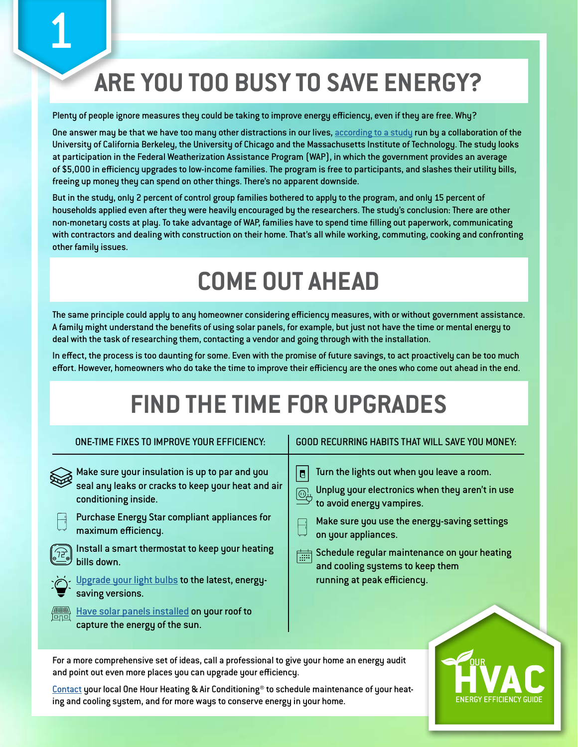1

# ARE YOU TOO BUSY TO SAVE ENERGY?

Plenty of people ignore measures they could be taking to improve energy efficiency, even if they are free. Why?

One answer may be that we have too many other distractions in our lives, according to a study run by a collaboration of the University of California Berkeley, the University of Chicago and the Massachusetts Institute of Technology. The study looks at participation in the Federal Weatherization Assistance Program (WAP), in which the government provides an average of $5,000 in efficiency upgrades to low-income families. The program is free to participants, and slashes their utility bills, freeing up money they can spend on other things. There's no apparent downside.

But in the study, only 2 percent of control group families bothered to apply to the program, and only 15 percent of households applied even after they were heavily encouraged by the researchers. The study's conclusion: There are other non-monetary costs at play. To take advantage of WAP, families have to spend time filling out paperwork, communicating with contractors and dealing with construction on their home. That's all while working, commuting, cooking and confronting other family issues.

# COME OUT AHEAD

The same principle could apply to any homeowner considering efficiency measures, with or without government assistance. A family might understand the benefits of using solar panels, for example, but just not have the time or mental energy to deal with the task of researching them, contacting a vendor and going through with the installation.

In effect, the process is too daunting for some. Even with the promise of future savings, to act proactively can be too much effort. However, homeowners who do take the time to improve their efficiency are the ones who come out ahead in the end.

# FIND THE TIME FOR UPGRADES

| ONE-TIME FIXES TO IMPROVE YOUR EFFICIENCY: | GOOD RECURRING HABITS THAT WILL SAVE YOU MONEY: |
| --- | --- |
| Make sure your insulation is up to par and you seal any leaks or cracks to keep your heat and air conditioning inside. | Turn the lights out when you leave a room. |
| Purchase Energy Star compliant appliances for maximum efficiency. | Unplug your electronics when they aren't in use to avoid energy vampires. |
| Install a smart thermostat to keep your heating bills down. | Make sure you use the energy-saving settings on your appliances. |
| Upgrade your light bulbs to the latest, energy-saving versions. | Schedule regular maintenance on your heating and cooling systems to keep them running at peak efficiency. |
| Have solar panels installed on your roof to capture the energy of the sun. | |

For a more comprehensive set of ideas, call a professional to give your home an energy audit and point out even more places you can upgrade your efficiency.

Contact your local One Hour Heating & Air Conditioning® to schedule maintenance of your heating and cooling system, and for more ways to conserve energy in your home.

OUR HVAC ENERGY EFFICIENCY GUIDE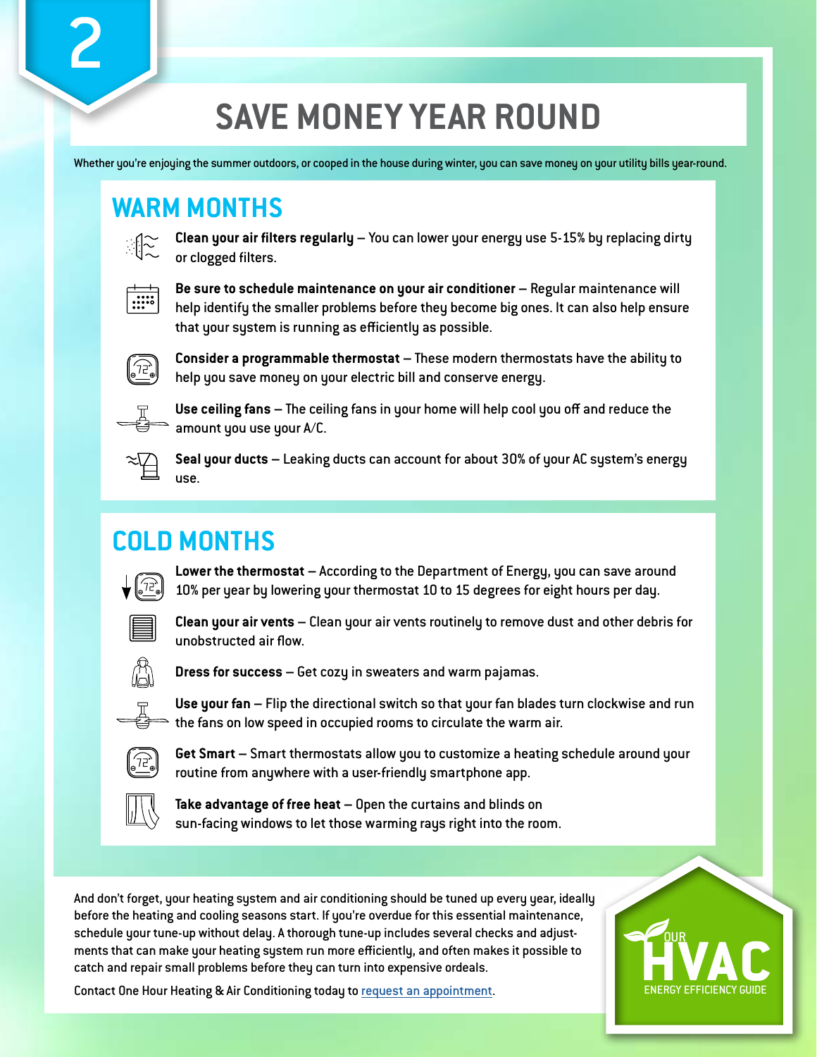2

# SAVE MONEY YEAR ROUND

Whether you're enjoying the summer outdoors, or cooped in the house during winter, you can save money on your utility bills year-round.

## WARM MONTHS

- **Clean your air filters regularly** – You can lower your energy use 5-15% by replacing dirty or clogged filters.
- **Be sure to schedule maintenance on your air conditioner** – Regular maintenance will help identify the smaller problems before they become big ones. It can also help ensure that your system is running as efficiently as possible.
- **Consider a programmable thermostat** – These modern thermostats have the ability to help you save money on your electric bill and conserve energy.
- **Use ceiling fans** – The ceiling fans in your home will help cool you off and reduce the amount you use your A/C.
- **Seal your ducts** – Leaking ducts can account for about 30% of your AC system's energy use.

## COLD MONTHS

- **Lower the thermostat** – According to the Department of Energy, you can save around 10% per year by lowering your thermostat 10 to 15 degrees for eight hours per day.
- **Clean your air vents** – Clean your air vents routinely to remove dust and other debris for unobstructed air flow.
- **Dress for success** – Get cozy in sweaters and warm pajamas.
- **Use your fan** – Flip the directional switch so that your fan blades turn clockwise and run the fans on low speed in occupied rooms to circulate the warm air.
- **Get Smart** – Smart thermostats allow you to customize a heating schedule around your routine from anywhere with a user-friendly smartphone app.
- **Take advantage of free heat** – Open the curtains and blinds on sun-facing windows to let those warming rays right into the room.

And don't forget, your heating system and air conditioning should be tuned up every year, ideally before the heating and cooling seasons start. If you're overdue for this essential maintenance, schedule your tune-up without delay. A thorough tune-up includes several checks and adjustments that can make your heating system run more efficiently, and often makes it possible to catch and repair small problems before they can turn into expensive ordeals.

Contact One Hour Heating & Air Conditioning today to request an appointment.

OUR HVAC ENERGY EFFICIENCY GUIDE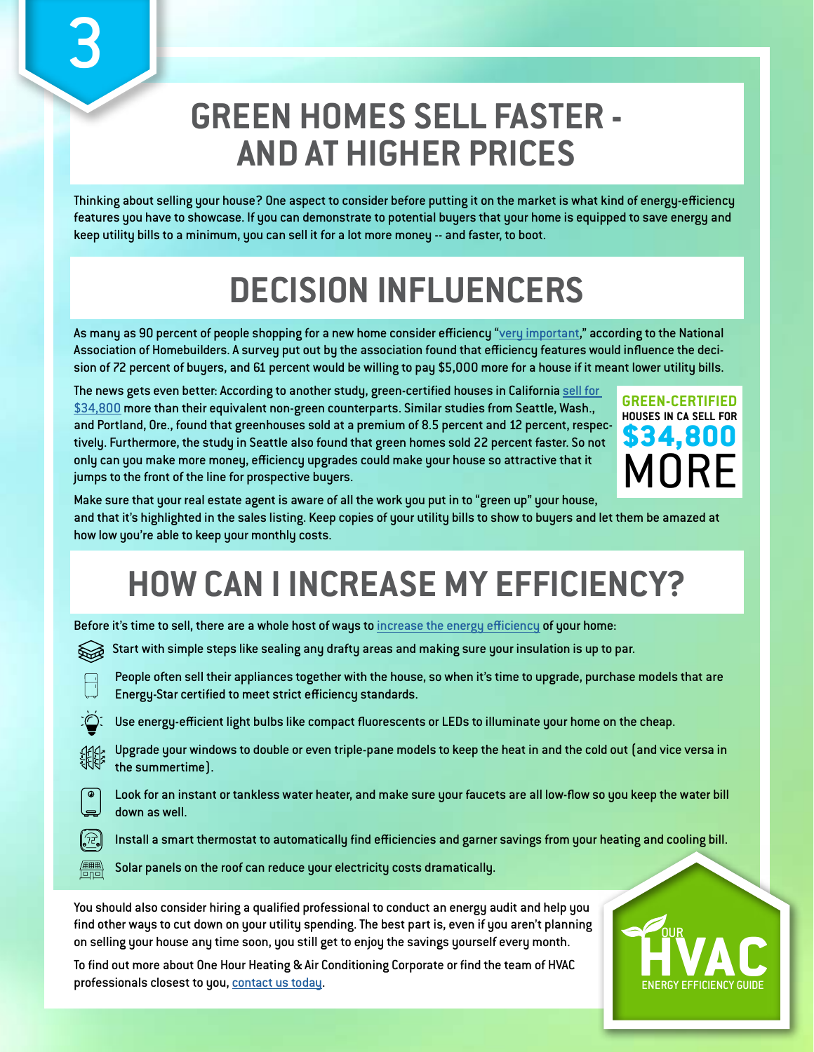# 3

## GREEN HOMES SELL FASTER - AND AT HIGHER PRICES

Thinking about selling your house? One aspect to consider before putting it on the market is what kind of energy-efficiency features you have to showcase. If you can demonstrate to potential buyers that your home is equipped to save energy and keep utility bills to a minimum, you can sell it for a lot more money -- and faster, to boot.

## DECISION INFLUENCERS

As many as 90 percent of people shopping for a new home consider efficiency "very important," according to the National Association of Homebuilders. A survey put out by the association found that efficiency features would influence the decision of 72 percent of buyers, and 61 percent would be willing to pay $5,000 more for a house if it meant lower utility bills.

The news gets even better: According to another study, green-certified houses in California sell for $34,800 more than their equivalent non-green counterparts. Similar studies from Seattle, Wash., and Portland, Ore., found that greenhouses sold at a premium of 8.5 percent and 12 percent, respectively. Furthermore, the study in Seattle also found that green homes sold 22 percent faster. So not only can you make more money, efficiency upgrades could make your house so attractive that it jumps to the front of the line for prospective buyers.

**GREEN-CERTIFIED HOUSES IN CA SELL FOR $34,800 MORE**

Make sure that your real estate agent is aware of all the work you put in to "green up" your house, and that it's highlighted in the sales listing. Keep copies of your utility bills to show to buyers and let them be amazed at how low you're able to keep your monthly costs.

## HOW CAN I INCREASE MY EFFICIENCY?

Before it's time to sell, there are a whole host of ways to increase the energy efficiency of your home:

- Start with simple steps like sealing any drafty areas and making sure your insulation is up to par.
- People often sell their appliances together with the house, so when it's time to upgrade, purchase models that are Energy-Star certified to meet strict efficiency standards.
- Use energy-efficient light bulbs like compact fluorescents or LEDs to illuminate your home on the cheap.
- Upgrade your windows to double or even triple-pane models to keep the heat in and the cold out (and vice versa in the summertime).
- Look for an instant or tankless water heater, and make sure your faucets are all low-flow so you keep the water bill down as well.
- Install a smart thermostat to automatically find efficiencies and garner savings from your heating and cooling bill.
- Solar panels on the roof can reduce your electricity costs dramatically.

You should also consider hiring a qualified professional to conduct an energy audit and help you find other ways to cut down on your utility spending. The best part is, even if you aren't planning on selling your house any time soon, you still get to enjoy the savings yourself every month.

To find out more about One Hour Heating & Air Conditioning Corporate or find the team of HVAC professionals closest to you, contact us today.

OUR HVAC ENERGY EFFICIENCY GUIDE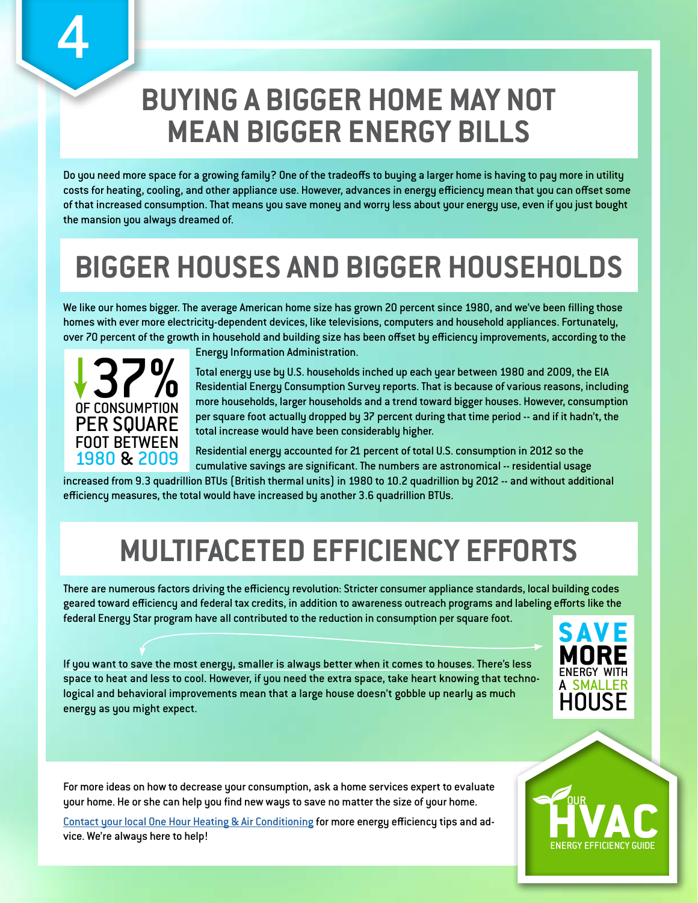4

# BUYING A BIGGER HOME MAY NOT MEAN BIGGER ENERGY BILLS

Do you need more space for a growing family? One of the tradeoffs to buying a larger home is having to pay more in utility costs for heating, cooling, and other appliance use. However, advances in energy efficiency mean that you can offset some of that increased consumption. That means you save money and worry less about your energy use, even if you just bought the mansion you always dreamed of.

## BIGGER HOUSES AND BIGGER HOUSEHOLDS

We like our homes bigger. The average American home size has grown 20 percent since 1980, and we've been filling those homes with ever more electricity-dependent devices, like televisions, computers and household appliances. Fortunately, over 70 percent of the growth in household and building size has been offset by efficiency improvements, according to the Energy Information Administration.

**↓37% OF CONSUMPTION PER SQUARE FOOT BETWEEN 1980 & 2009**

Total energy use by U.S. households inched up each year between 1980 and 2009, the EIA Residential Energy Consumption Survey reports. That is because of various reasons, including more households, larger households and a trend toward bigger houses. However, consumption per square foot actually dropped by 37 percent during that time period -- and if it hadn't, the total increase would have been considerably higher.

Residential energy accounted for 21 percent of total U.S. consumption in 2012 so the cumulative savings are significant. The numbers are astronomical -- residential usage increased from 9.3 quadrillion BTUs (British thermal units) in 1980 to 10.2 quadrillion by 2012 -- and without additional efficiency measures, the total would have increased by another 3.6 quadrillion BTUs.

## MULTIFACETED EFFICIENCY EFFORTS

There are numerous factors driving the efficiency revolution: Stricter consumer appliance standards, local building codes geared toward efficiency and federal tax credits, in addition to awareness outreach programs and labeling efforts like the federal Energy Star program have all contributed to the reduction in consumption per square foot.

**SAVE MORE ENERGY WITH A SMALLER HOUSE**

If you want to save the most energy, smaller is always better when it comes to houses. There's less space to heat and less to cool. However, if you need the extra space, take heart knowing that technological and behavioral improvements mean that a large house doesn't gobble up nearly as much energy as you might expect.

For more ideas on how to decrease your consumption, ask a home services expert to evaluate your home. He or she can help you find new ways to save no matter the size of your home.

Contact your local One Hour Heating & Air Conditioning for more energy efficiency tips and advice. We're always here to help!

OUR HVAC ENERGY EFFICIENCY GUIDE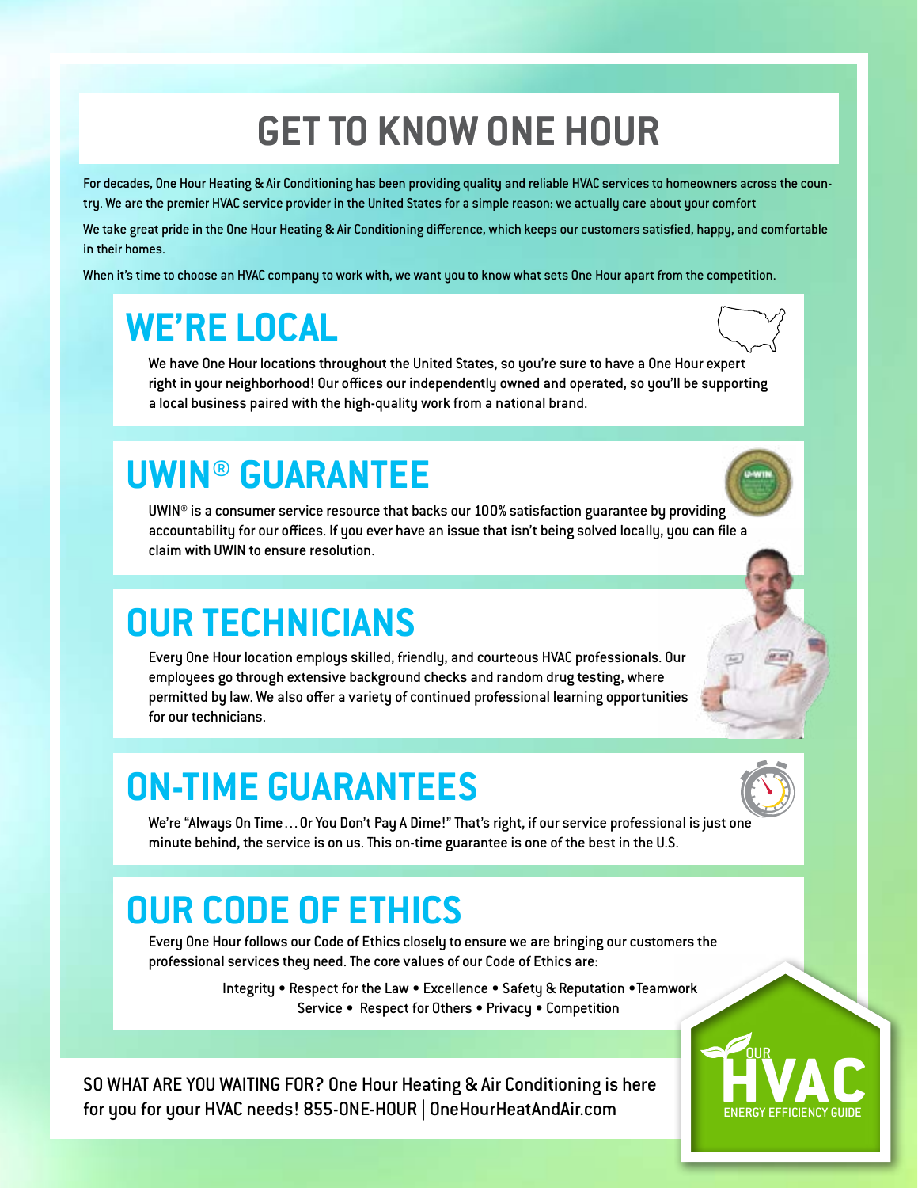# GET TO KNOW ONE HOUR

For decades, One Hour Heating & Air Conditioning has been providing quality and reliable HVAC services to homeowners across the country. We are the premier HVAC service provider in the United States for a simple reason: we actually care about your comfort

We take great pride in the One Hour Heating & Air Conditioning difference, which keeps our customers satisfied, happy, and comfortable in their homes.

When it's time to choose an HVAC company to work with, we want you to know what sets One Hour apart from the competition.

## WE'RE LOCAL

We have One Hour locations throughout the United States, so you're sure to have a One Hour expert right in your neighborhood! Our offices our independently owned and operated, so you'll be supporting a local business paired with the high-quality work from a national brand.

## UWIN® GUARANTEE

UWIN® is a consumer service resource that backs our 100% satisfaction guarantee by providing accountability for our offices. If you ever have an issue that isn't being solved locally, you can file a claim with UWIN to ensure resolution.

## OUR TECHNICIANS

Every One Hour location employs skilled, friendly, and courteous HVAC professionals. Our employees go through extensive background checks and random drug testing, where permitted by law. We also offer a variety of continued professional learning opportunities for our technicians.

## ON-TIME GUARANTEES

We're "Always On Time…Or You Don't Pay A Dime!" That's right, if our service professional is just one minute behind, the service is on us. This on-time guarantee is one of the best in the U.S.

## OUR CODE OF ETHICS

Every One Hour follows our Code of Ethics closely to ensure we are bringing our customers the professional services they need. The core values of our Code of Ethics are:

Integrity • Respect for the Law • Excellence • Safety & Reputation • Teamwork
Service • Respect for Others • Privacy • Competition

SO WHAT ARE YOU WAITING FOR? One Hour Heating & Air Conditioning is here for you for your HVAC needs! 855-ONE-HOUR | OneHourHeatAndAir.com

OUR HVAC ENERGY EFFICIENCY GUIDE